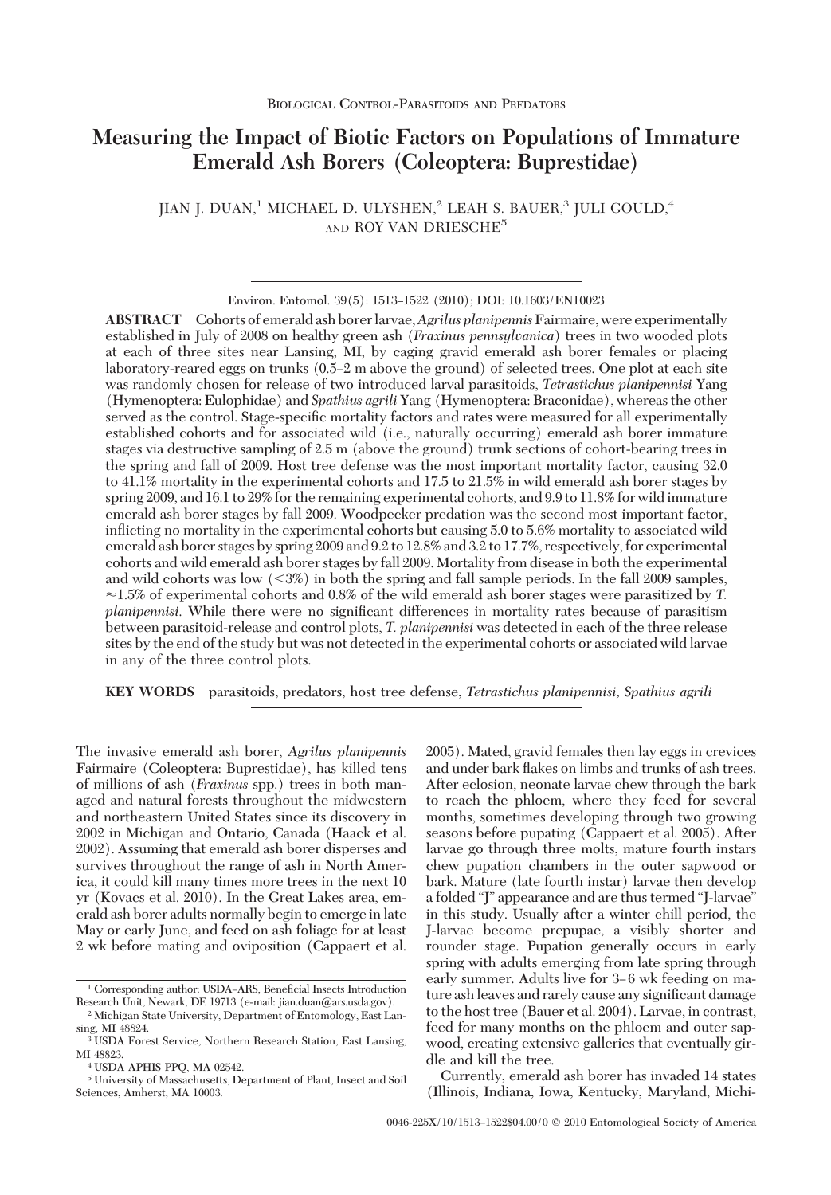Biological Control-Parasitoids and Predators

# Measuring the Impact of Biotic Factors on Populations of Immature Emerald Ash Borers (Coleoptera: Buprestidae)

JIAN J. DUAN,[1] MICHAEL D. ULYSHEN,[2] LEAH S. BAUER,[3] JULI GOULD,[4] AND ROY VAN DRIESCHE[5]

Environ. Entomol. 39(5): 1513–1522 (2010); DOI: 10.1603/EN10023

**ABSTRACT** Cohorts of emerald ash borer larvae, *Agrilus planipennis* Fairmaire, were experimentally established in July of 2008 on healthy green ash (*Fraxinus pennsylvanica*) trees in two wooded plots at each of three sites near Lansing, MI, by caging gravid emerald ash borer females or placing laboratory-reared eggs on trunks (0.5–2 m above the ground) of selected trees. One plot at each site was randomly chosen for release of two introduced larval parasitoids, *Tetrastichus planipennisi* Yang (Hymenoptera: Eulophidae) and *Spathius agrili* Yang (Hymenoptera: Braconidae), whereas the other served as the control. Stage-specific mortality factors and rates were measured for all experimentally established cohorts and for associated wild (i.e., naturally occurring) emerald ash borer immature stages via destructive sampling of 2.5 m (above the ground) trunk sections of cohort-bearing trees in the spring and fall of 2009. Host tree defense was the most important mortality factor, causing 32.0 to 41.1% mortality in the experimental cohorts and 17.5 to 21.5% in wild emerald ash borer stages by spring 2009, and 16.1 to 29% for the remaining experimental cohorts, and 9.9 to 11.8% for wild immature emerald ash borer stages by fall 2009. Woodpecker predation was the second most important factor, inflicting no mortality in the experimental cohorts but causing 5.0 to 5.6% mortality to associated wild emerald ash borer stages by spring 2009 and 9.2 to 12.8% and 3.2 to 17.7%, respectively, for experimental cohorts and wild emerald ash borer stages by fall 2009. Mortality from disease in both the experimental and wild cohorts was low (<3%) in both the spring and fall sample periods. In the fall 2009 samples, ≈1.5% of experimental cohorts and 0.8% of the wild emerald ash borer stages were parasitized by *T. planipennisi*. While there were no significant differences in mortality rates because of parasitism between parasitoid-release and control plots, *T. planipennisi* was detected in each of the three release sites by the end of the study but was not detected in the experimental cohorts or associated wild larvae in any of the three control plots.

**KEY WORDS** parasitoids, predators, host tree defense, *Tetrastichus planipennisi*, *Spathius agrili*

The invasive emerald ash borer, *Agrilus planipennis* Fairmaire (Coleoptera: Buprestidae), has killed tens of millions of ash (*Fraxinus* spp.) trees in both managed and natural forests throughout the midwestern and northeastern United States since its discovery in 2002 in Michigan and Ontario, Canada (Haack et al. 2002). Assuming that emerald ash borer disperses and survives throughout the range of ash in North America, it could kill many times more trees in the next 10 yr (Kovacs et al. 2010). In the Great Lakes area, emerald ash borer adults normally begin to emerge in late May or early June, and feed on ash foliage for at least 2 wk before mating and oviposition (Cappaert et al. 2005). Mated, gravid females then lay eggs in crevices and under bark flakes on limbs and trunks of ash trees. After eclosion, neonate larvae chew through the bark to reach the phloem, where they feed for several months, sometimes developing through two growing seasons before pupating (Cappaert et al. 2005). After larvae go through three molts, mature fourth instars chew pupation chambers in the outer sapwood or bark. Mature (late fourth instar) larvae then develop a folded "J" appearance and are thus termed "J-larvae" in this study. Usually after a winter chill period, the J-larvae become prepupae, a visibly shorter and rounder stage. Pupation generally occurs in early spring with adults emerging from late spring through early summer. Adults live for 3–6 wk feeding on mature ash leaves and rarely cause any significant damage to the host tree (Bauer et al. 2004). Larvae, in contrast, feed for many months on the phloem and outer sapwood, creating extensive galleries that eventually girdle and kill the tree.

Currently, emerald ash borer has invaded 14 states (Illinois, Indiana, Iowa, Kentucky, Maryland, Michi-

[1] Corresponding author: USDA–ARS, Beneficial Insects Introduction Research Unit, Newark, DE 19713 (e-mail: jian.duan@ars.usda.gov).

[2] Michigan State University, Department of Entomology, East Lansing, MI 48824.

[3] USDA Forest Service, Northern Research Station, East Lansing, MI 48823.

[4] USDA APHIS PPQ, MA 02542.

[5] University of Massachusetts, Department of Plant, Insect and Soil Sciences, Amherst, MA 10003.

0046-225X/10/1513–1522$04.00/0 © 2010 Entomological Society of America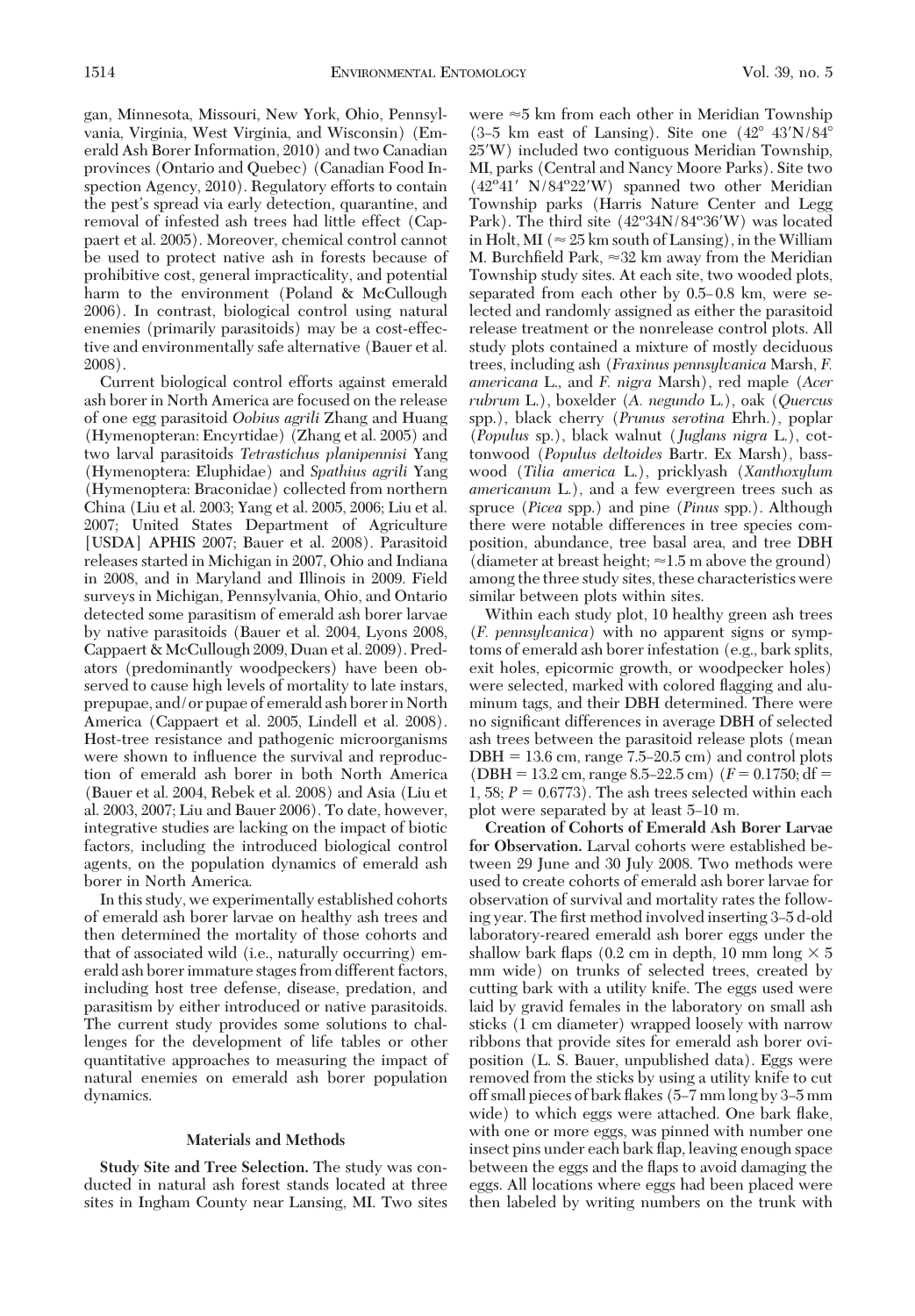gan, Minnesota, Missouri, New York, Ohio, Pennsylvania, Virginia, West Virginia, and Wisconsin) (Emerald Ash Borer Information, 2010) and two Canadian provinces (Ontario and Quebec) (Canadian Food Inspection Agency, 2010). Regulatory efforts to contain the pest's spread via early detection, quarantine, and removal of infested ash trees had little effect (Cappaert et al. 2005). Moreover, chemical control cannot be used to protect native ash in forests because of prohibitive cost, general impracticality, and potential harm to the environment (Poland & McCullough 2006). In contrast, biological control using natural enemies (primarily parasitoids) may be a cost-effective and environmentally safe alternative (Bauer et al. 2008).

Current biological control efforts against emerald ash borer in North America are focused on the release of one egg parasitoid *Oobius agrili* Zhang and Huang (Hymenopteran: Encyrtidae) (Zhang et al. 2005) and two larval parasitoids *Tetrastichus planipennisi* Yang (Hymenoptera: Eluphidae) and *Spathius agrili* Yang (Hymenoptera: Braconidae) collected from northern China (Liu et al. 2003; Yang et al. 2005, 2006; Liu et al. 2007; United States Department of Agriculture [USDA] APHIS 2007; Bauer et al. 2008). Parasitoid releases started in Michigan in 2007, Ohio and Indiana in 2008, and in Maryland and Illinois in 2009. Field surveys in Michigan, Pennsylvania, Ohio, and Ontario detected some parasitism of emerald ash borer larvae by native parasitoids (Bauer et al. 2004, Lyons 2008, Cappaert & McCullough 2009, Duan et al. 2009). Predators (predominantly woodpeckers) have been observed to cause high levels of mortality to late instars, prepupae, and/or pupae of emerald ash borer in North America (Cappaert et al. 2005, Lindell et al. 2008). Host-tree resistance and pathogenic microorganisms were shown to influence the survival and reproduction of emerald ash borer in both North America (Bauer et al. 2004, Rebek et al. 2008) and Asia (Liu et al. 2003, 2007; Liu and Bauer 2006). To date, however, integrative studies are lacking on the impact of biotic factors, including the introduced biological control agents, on the population dynamics of emerald ash borer in North America.

In this study, we experimentally established cohorts of emerald ash borer larvae on healthy ash trees and then determined the mortality of those cohorts and that of associated wild (i.e., naturally occurring) emerald ash borer immature stages from different factors, including host tree defense, disease, predation, and parasitism by either introduced or native parasitoids. The current study provides some solutions to challenges for the development of life tables or other quantitative approaches to measuring the impact of natural enemies on emerald ash borer population dynamics.

## Materials and Methods

**Study Site and Tree Selection.** The study was conducted in natural ash forest stands located at three sites in Ingham County near Lansing, MI. Two sites were ≈5 km from each other in Meridian Township (3–5 km east of Lansing). Site one (42° 43′N/84° 25′W) included two contiguous Meridian Township, MI, parks (Central and Nancy Moore Parks). Site two (42°41′ N/84°22′W) spanned two other Meridian Township parks (Harris Nature Center and Legg Park). The third site (42°34N/84°36′W) was located in Holt, MI (≈ 25 km south of Lansing), in the William M. Burchfield Park, ≈32 km away from the Meridian Township study sites. At each site, two wooded plots, separated from each other by 0.5–0.8 km, were selected and randomly assigned as either the parasitoid release treatment or the nonrelease control plots. All study plots contained a mixture of mostly deciduous trees, including ash (*Fraxinus pennsylvanica* Marsh, *F. americana* L., and *F. nigra* Marsh), red maple (*Acer rubrum* L.), boxelder (*A. negundo* L.), oak (*Quercus* spp.), black cherry (*Prunus serotina* Ehrh.), poplar (*Populus* sp.), black walnut (*Juglans nigra* L.), cottonwood (*Populus deltoides* Bartr. Ex Marsh), basswood (*Tilia america* L.), pricklyash (*Xanthoxylum americanum* L.), and a few evergreen trees such as spruce (*Picea* spp.) and pine (*Pinus* spp.). Although there were notable differences in tree species composition, abundance, tree basal area, and tree DBH (diameter at breast height; ≈1.5 m above the ground) among the three study sites, these characteristics were similar between plots within sites.

Within each study plot, 10 healthy green ash trees (*F. pennsylvanica*) with no apparent signs or symptoms of emerald ash borer infestation (e.g., bark splits, exit holes, epicormic growth, or woodpecker holes) were selected, marked with colored flagging and aluminum tags, and their DBH determined. There were no significant differences in average DBH of selected ash trees between the parasitoid release plots (mean DBH = 13.6 cm, range 7.5–20.5 cm) and control plots (DBH = 13.2 cm, range 8.5–22.5 cm) ($F = 0.1750$; df = 1, 58; $P = 0.6773$). The ash trees selected within each plot were separated by at least 5–10 m.

**Creation of Cohorts of Emerald Ash Borer Larvae for Observation.** Larval cohorts were established between 29 June and 30 July 2008. Two methods were used to create cohorts of emerald ash borer larvae for observation of survival and mortality rates the following year. The first method involved inserting 3–5 d-old laboratory-reared emerald ash borer eggs under the shallow bark flaps (0.2 cm in depth, 10 mm long × 5 mm wide) on trunks of selected trees, created by cutting bark with a utility knife. The eggs used were laid by gravid females in the laboratory on small ash sticks (1 cm diameter) wrapped loosely with narrow ribbons that provide sites for emerald ash borer oviposition (L. S. Bauer, unpublished data). Eggs were removed from the sticks by using a utility knife to cut off small pieces of bark flakes (5–7 mm long by 3–5 mm wide) to which eggs were attached. One bark flake, with one or more eggs, was pinned with number one insect pins under each bark flap, leaving enough space between the eggs and the flaps to avoid damaging the eggs. All locations where eggs had been placed were then labeled by writing numbers on the trunk with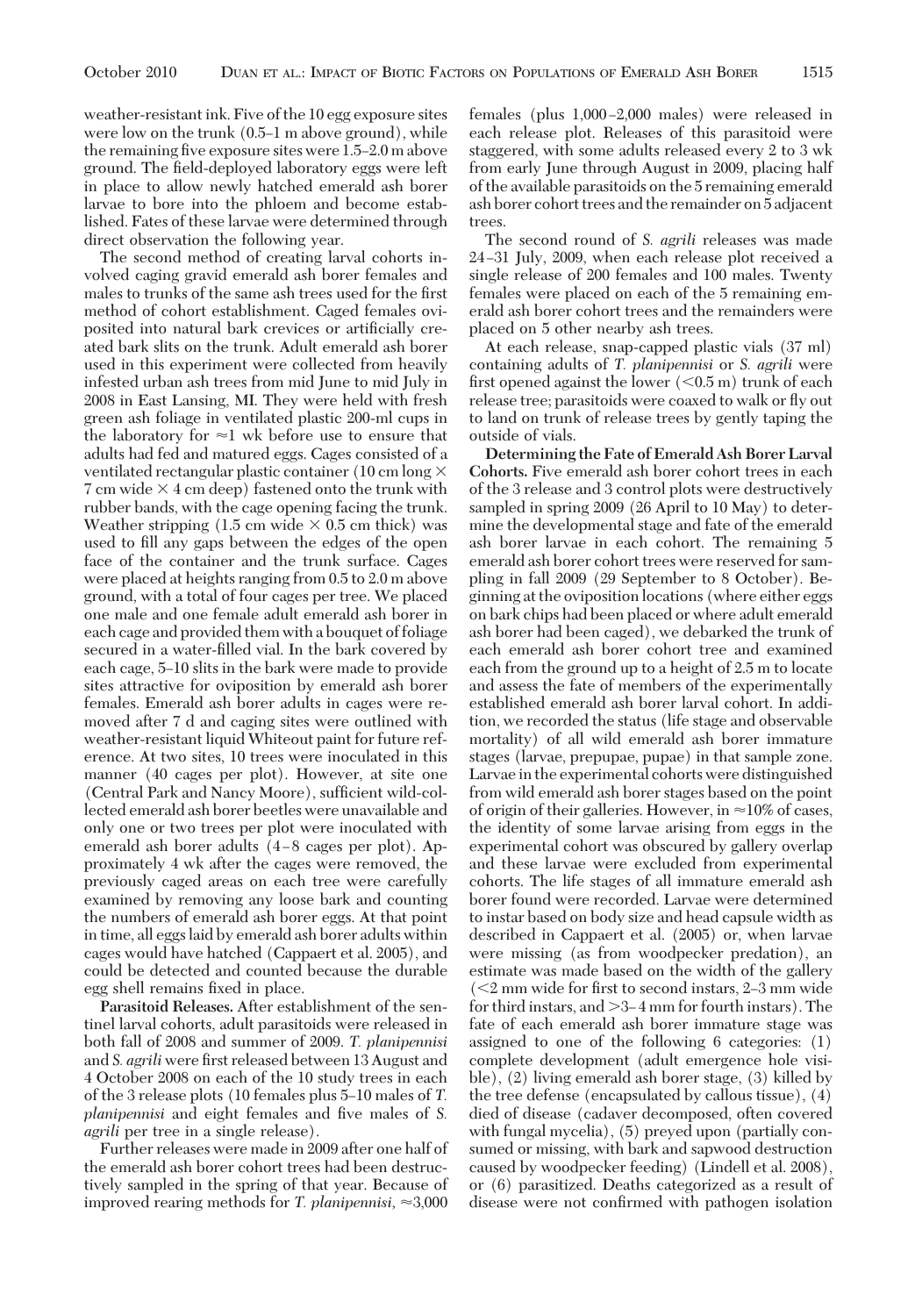weather-resistant ink. Five of the 10 egg exposure sites were low on the trunk (0.5–1 m above ground), while the remaining five exposure sites were 1.5–2.0 m above ground. The field-deployed laboratory eggs were left in place to allow newly hatched emerald ash borer larvae to bore into the phloem and become established. Fates of these larvae were determined through direct observation the following year.

The second method of creating larval cohorts involved caging gravid emerald ash borer females and males to trunks of the same ash trees used for the first method of cohort establishment. Caged females oviposited into natural bark crevices or artificially created bark slits on the trunk. Adult emerald ash borer used in this experiment were collected from heavily infested urban ash trees from mid June to mid July in 2008 in East Lansing, MI. They were held with fresh green ash foliage in ventilated plastic 200-ml cups in the laboratory for ≈1 wk before use to ensure that adults had fed and matured eggs. Cages consisted of a ventilated rectangular plastic container (10 cm long × 7 cm wide × 4 cm deep) fastened onto the trunk with rubber bands, with the cage opening facing the trunk. Weather stripping (1.5 cm wide × 0.5 cm thick) was used to fill any gaps between the edges of the open face of the container and the trunk surface. Cages were placed at heights ranging from 0.5 to 2.0 m above ground, with a total of four cages per tree. We placed one male and one female adult emerald ash borer in each cage and provided them with a bouquet of foliage secured in a water-filled vial. In the bark covered by each cage, 5–10 slits in the bark were made to provide sites attractive for oviposition by emerald ash borer females. Emerald ash borer adults in cages were removed after 7 d and caging sites were outlined with weather-resistant liquid Whiteout paint for future reference. At two sites, 10 trees were inoculated in this manner (40 cages per plot). However, at site one (Central Park and Nancy Moore), sufficient wild-collected emerald ash borer beetles were unavailable and only one or two trees per plot were inoculated with emerald ash borer adults (4–8 cages per plot). Approximately 4 wk after the cages were removed, the previously caged areas on each tree were carefully examined by removing any loose bark and counting the numbers of emerald ash borer eggs. At that point in time, all eggs laid by emerald ash borer adults within cages would have hatched (Cappaert et al. 2005), and could be detected and counted because the durable egg shell remains fixed in place.

**Parasitoid Releases.** After establishment of the sentinel larval cohorts, adult parasitoids were released in both fall of 2008 and summer of 2009. *T. planipennisi* and *S. agrili* were first released between 13 August and 4 October 2008 on each of the 10 study trees in each of the 3 release plots (10 females plus 5–10 males of *T. planipennisi* and eight females and five males of *S. agrili* per tree in a single release).

Further releases were made in 2009 after one half of the emerald ash borer cohort trees had been destructively sampled in the spring of that year. Because of improved rearing methods for *T. planipennisi*, ≈3,000 females (plus 1,000–2,000 males) were released in each release plot. Releases of this parasitoid were staggered, with some adults released every 2 to 3 wk from early June through August in 2009, placing half of the available parasitoids on the 5 remaining emerald ash borer cohort trees and the remainder on 5 adjacent trees.

The second round of *S. agrili* releases was made 24–31 July, 2009, when each release plot received a single release of 200 females and 100 males. Twenty females were placed on each of the 5 remaining emerald ash borer cohort trees and the remainders were placed on 5 other nearby ash trees.

At each release, snap-capped plastic vials (37 ml) containing adults of *T. planipennisi* or *S. agrili* were first opened against the lower (<0.5 m) trunk of each release tree; parasitoids were coaxed to walk or fly out to land on trunk of release trees by gently taping the outside of vials.

**Determining the Fate of Emerald Ash Borer Larval Cohorts.** Five emerald ash borer cohort trees in each of the 3 release and 3 control plots were destructively sampled in spring 2009 (26 April to 10 May) to determine the developmental stage and fate of the emerald ash borer larvae in each cohort. The remaining 5 emerald ash borer cohort trees were reserved for sampling in fall 2009 (29 September to 8 October). Beginning at the oviposition locations (where either eggs on bark chips had been placed or where adult emerald ash borer had been caged), we debarked the trunk of each emerald ash borer cohort tree and examined each from the ground up to a height of 2.5 m to locate and assess the fate of members of the experimentally established emerald ash borer larval cohort. In addition, we recorded the status (life stage and observable mortality) of all wild emerald ash borer immature stages (larvae, prepupae, pupae) in that sample zone. Larvae in the experimental cohorts were distinguished from wild emerald ash borer stages based on the point of origin of their galleries. However, in ≈10% of cases, the identity of some larvae arising from eggs in the experimental cohort was obscured by gallery overlap and these larvae were excluded from experimental cohorts. The life stages of all immature emerald ash borer found were recorded. Larvae were determined to instar based on body size and head capsule width as described in Cappaert et al. (2005) or, when larvae were missing (as from woodpecker predation), an estimate was made based on the width of the gallery (<2 mm wide for first to second instars, 2–3 mm wide for third instars, and >3–4 mm for fourth instars). The fate of each emerald ash borer immature stage was assigned to one of the following 6 categories: (1) complete development (adult emergence hole visible), (2) living emerald ash borer stage, (3) killed by the tree defense (encapsulated by callous tissue), (4) died of disease (cadaver decomposed, often covered with fungal mycelia), (5) preyed upon (partially consumed or missing, with bark and sapwood destruction caused by woodpecker feeding) (Lindell et al. 2008), or (6) parasitized. Deaths categorized as a result of disease were not confirmed with pathogen isolation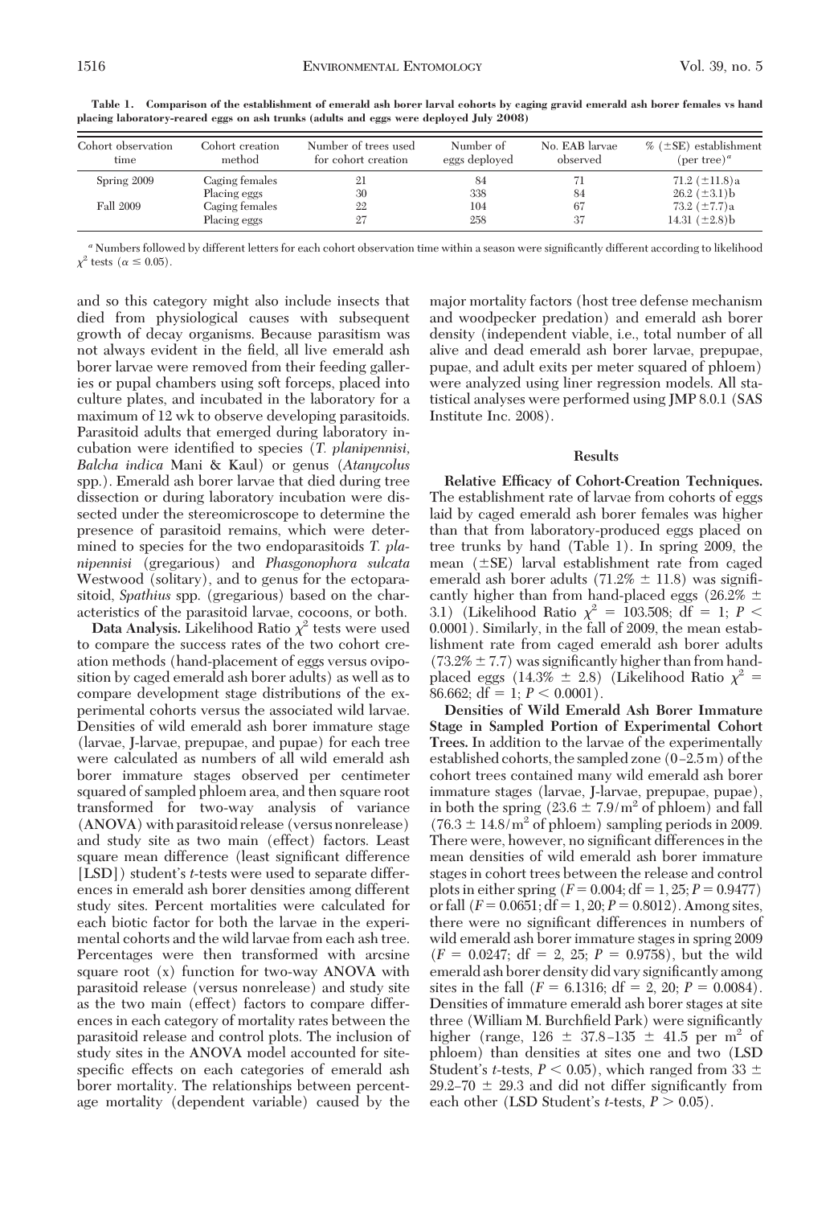**Table 1. Comparison of the establishment of emerald ash borer larval cohorts by caging gravid emerald ash borer females vs hand placing laboratory-reared eggs on ash trunks (adults and eggs were deployed July 2008)**

| Cohort observation time | Cohort creation method | Number of trees used for cohort creation | Number of eggs deployed | No. EAB larvae observed | % (±SE) establishment (per tree)[a] |
|---|---|---|---|---|---|
| Spring 2009 | Caging females | 21 | 84 | 71 | 71.2 (±11.8)a |
| | Placing eggs | 30 | 338 | 84 | 26.2 (±3.1)b |
| Fall 2009 | Caging females | 22 | 104 | 67 | 73.2 (±7.7)a |
| | Placing eggs | 27 | 258 | 37 | 14.31 (±2.8)b |

[a] Numbers followed by different letters for each cohort observation time within a season were significantly different according to likelihood $\chi^2$ tests ($\alpha \leq 0.05$).

and so this category might also include insects that died from physiological causes with subsequent growth of decay organisms. Because parasitism was not always evident in the field, all live emerald ash borer larvae were removed from their feeding galleries or pupal chambers using soft forceps, placed into culture plates, and incubated in the laboratory for a maximum of 12 wk to observe developing parasitoids. Parasitoid adults that emerged during laboratory incubation were identified to species (*T. planipennisi*, *Balcha indica* Mani & Kaul) or genus (*Atanycolus* spp.). Emerald ash borer larvae that died during tree dissection or during laboratory incubation were dissected under the stereomicroscope to determine the presence of parasitoid remains, which were determined to species for the two endoparasitoids *T. planipennisi* (gregarious) and *Phasgonophora sulcata* Westwood (solitary), and to genus for the ectoparasitoid, *Spathius* spp. (gregarious) based on the characteristics of the parasitoid larvae, cocoons, or both.

**Data Analysis.** Likelihood Ratio $\chi^2$ tests were used to compare the success rates of the two cohort creation methods (hand-placement of eggs versus oviposition by caged emerald ash borer adults) as well as to compare development stage distributions of the experimental cohorts versus the associated wild larvae. Densities of wild emerald ash borer immature stage (larvae, J-larvae, prepupae, and pupae) for each tree were calculated as numbers of all wild emerald ash borer immature stages observed per centimeter squared of sampled phloem area, and then square root transformed for two-way analysis of variance (ANOVA) with parasitoid release (versus nonrelease) and study site as two main (effect) factors. Least square mean difference (least significant difference [LSD]) student's *t*-tests were used to separate differences in emerald ash borer densities among different study sites. Percent mortalities were calculated for each biotic factor for both the larvae in the experimental cohorts and the wild larvae from each ash tree. Percentages were then transformed with arcsine square root (x) function for two-way ANOVA with parasitoid release (versus nonrelease) and study site as the two main (effect) factors to compare differences in each category of mortality rates between the parasitoid release and control plots. The inclusion of study sites in the ANOVA model accounted for site-specific effects on each categories of emerald ash borer mortality. The relationships between percentage mortality (dependent variable) caused by the major mortality factors (host tree defense mechanism and woodpecker predation) and emerald ash borer density (independent viable, i.e., total number of all alive and dead emerald ash borer larvae, prepupae, pupae, and adult exits per meter squared of phloem) were analyzed using liner regression models. All statistical analyses were performed using JMP 8.0.1 (SAS Institute Inc. 2008).

## Results

**Relative Efficacy of Cohort-Creation Techniques.** The establishment rate of larvae from cohorts of eggs laid by caged emerald ash borer females was higher than that from laboratory-produced eggs placed on tree trunks by hand (Table 1). In spring 2009, the mean (±SE) larval establishment rate from caged emerald ash borer adults (71.2% ± 11.8) was significantly higher than from hand-placed eggs (26.2% ± 3.1) (Likelihood Ratio $\chi^2 = 103.508$; df = 1; $P < 0.0001$). Similarly, in the fall of 2009, the mean establishment rate from caged emerald ash borer adults (73.2% ± 7.7) was significantly higher than from hand-placed eggs (14.3% ± 2.8) (Likelihood Ratio $\chi^2 = 86.662$; df = 1; $P < 0.0001$).

**Densities of Wild Emerald Ash Borer Immature Stage in Sampled Portion of Experimental Cohort Trees.** In addition to the larvae of the experimentally established cohorts, the sampled zone (0–2.5 m) of the cohort trees contained many wild emerald ash borer immature stages (larvae, J-larvae, prepupae, pupae), in both the spring (23.6 ± 7.9/m$^2$ of phloem) and fall (76.3 ± 14.8/m$^2$ of phloem) sampling periods in 2009. There were, however, no significant differences in the mean densities of wild emerald ash borer immature stages in cohort trees between the release and control plots in either spring ($F = 0.004$; df = 1, 25; $P = 0.9477$) or fall ($F = 0.0651$; df = 1, 20; $P = 0.8012$). Among sites, there were no significant differences in numbers of wild emerald ash borer immature stages in spring 2009 ($F = 0.0247$; df = 2, 25; $P = 0.9758$), but the wild emerald ash borer density did vary significantly among sites in the fall ($F = 6.1316$; df = 2, 20; $P = 0.0084$). Densities of immature emerald ash borer stages at site three (William M. Burchfield Park) were significantly higher (range, 126 ± 37.8–135 ± 41.5 per m$^2$ of phloem) than densities at sites one and two (LSD Student's *t*-tests, $P < 0.05$), which ranged from 33 ± 29.2–70 ± 29.3 and did not differ significantly from each other (LSD Student's *t*-tests, $P > 0.05$).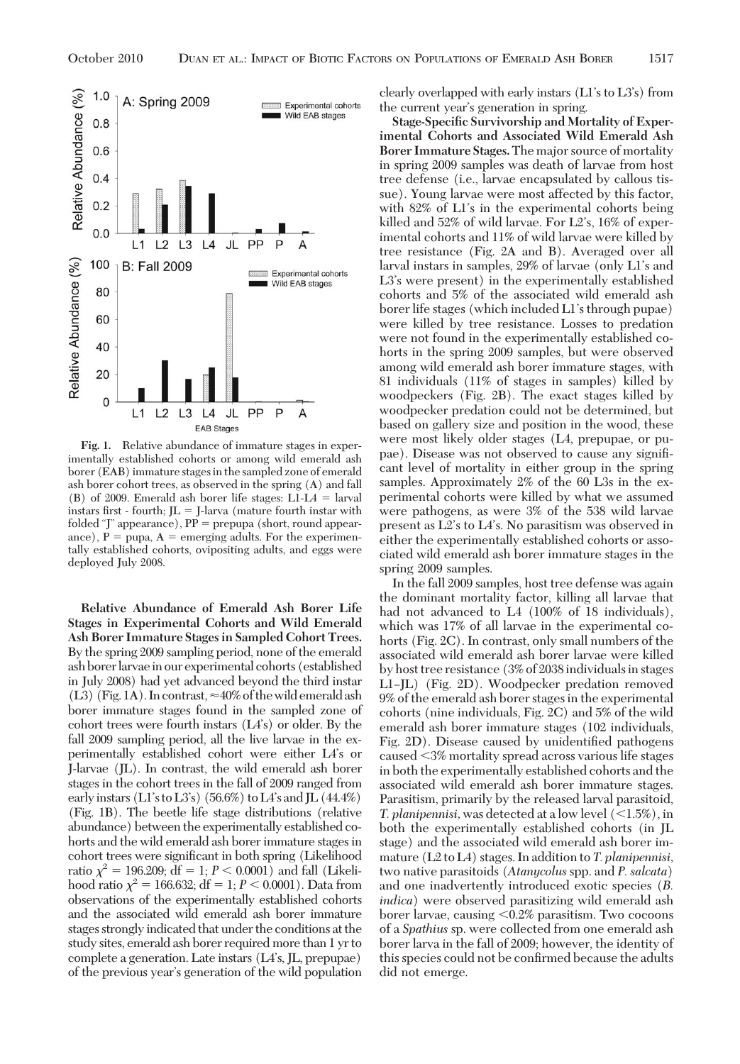Fig. 1. Relative abundance of immature stages in experimentally established cohorts or among wild emerald ash borer (EAB) immature stages in the sampled zone of emerald ash borer cohort trees, as observed in the spring (A) and fall (B) of 2009. Emerald ash borer life stages: L1-L4 = larval instars first - fourth; JL = J-larva (mature fourth instar with folded "J" appearance), PP = prepupa (short, round appearance), P = pupa, A = emerging adults. For the experimentally established cohorts, ovipositing adults, and eggs were deployed July 2008.

**Relative Abundance of Emerald Ash Borer Life Stages in Experimental Cohorts and Wild Emerald Ash Borer Immature Stages in Sampled Cohort Trees.** By the spring 2009 sampling period, none of the emerald ash borer larvae in our experimental cohorts (established in July 2008) had yet advanced beyond the third instar (L3) (Fig. 1A). In contrast, ≈40% of the wild emerald ash borer immature stages found in the sampled zone of cohort trees were fourth instars (L4's) or older. By the fall 2009 sampling period, all the live larvae in the experimentally established cohort were either L4's or J-larvae (JL). In contrast, the wild emerald ash borer stages in the cohort trees in the fall of 2009 ranged from early instars (L1's to L3's) (56.6%) to L4's and JL (44.4%) (Fig. 1B). The beetle life stage distributions (relative abundance) between the experimentally established cohorts and the wild emerald ash borer immature stages in cohort trees were significant in both spring (Likelihood ratio $\chi^2 = 196.209$; df = 1; $P < 0.0001$) and fall (Likelihood ratio $\chi^2 = 166.632$; df = 1; $P < 0.0001$). Data from observations of the experimentally established cohorts and the associated wild emerald ash borer immature stages strongly indicated that under the conditions at the study sites, emerald ash borer required more than 1 yr to complete a generation. Late instars (L4's, JL, prepupae) of the previous year's generation of the wild population clearly overlapped with early instars (L1's to L3's) from the current year's generation in spring.

**Stage-Specific Survivorship and Mortality of Experimental Cohorts and Associated Wild Emerald Ash Borer Immature Stages.** The major source of mortality in spring 2009 samples was death of larvae from host tree defense (i.e., larvae encapsulated by callous tissue). Young larvae were most affected by this factor, with 82% of L1's in the experimental cohorts being killed and 52% of wild larvae. For L2's, 16% of experimental cohorts and 11% of wild larvae were killed by tree resistance (Fig. 2A and B). Averaged over all larval instars in samples, 29% of larvae (only L1's and L3's were present) in the experimentally established cohorts and 5% of the associated wild emerald ash borer life stages (which included L1's through pupae) were killed by tree resistance. Losses to predation were not found in the experimentally established cohorts in the spring 2009 samples, but were observed among wild emerald ash borer immature stages, with 81 individuals (11% of stages in samples) killed by woodpeckers (Fig. 2B). The exact stages killed by woodpecker predation could not be determined, but based on gallery size and position in the wood, these were most likely older stages (L4, prepupae, or pupae). Disease was not observed to cause any significant level of mortality in either group in the spring samples. Approximately 2% of the 60 L3s in the experimental cohorts were killed by what we assumed were pathogens, as were 3% of the 538 wild larvae present as L2's to L4's. No parasitism was observed in either the experimentally established cohorts or associated wild emerald ash borer immature stages in the spring 2009 samples.

In the fall 2009 samples, host tree defense was again the dominant mortality factor, killing all larvae that had not advanced to L4 (100% of 18 individuals), which was 17% of all larvae in the experimental cohorts (Fig. 2C). In contrast, only small numbers of the associated wild emerald ash borer larvae were killed by host tree resistance (3% of 2038 individuals in stages L1–JL) (Fig. 2D). Woodpecker predation removed 9% of the emerald ash borer stages in the experimental cohorts (nine individuals, Fig. 2C) and 5% of the wild emerald ash borer immature stages (102 individuals, Fig. 2D). Disease caused by unidentified pathogens caused <3% mortality spread across various life stages in both the experimentally established cohorts and the associated wild emerald ash borer immature stages. Parasitism, primarily by the released larval parasitoid, *T. planipennisi*, was detected at a low level (<1.5%), in both the experimentally established cohorts (in JL stage) and the associated wild emerald ash borer immature (L2 to L4) stages. In addition to *T. planipennisi*, two native parasitoids (*Atanycolus* spp. and *P. salcata*) and one inadvertently introduced exotic species (*B. indica*) were observed parasitizing wild emerald ash borer larvae, causing <0.2% parasitism. Two cocoons of a *Spathius* sp. were collected from one emerald ash borer larva in the fall of 2009; however, the identity of this species could not be confirmed because the adults did not emerge.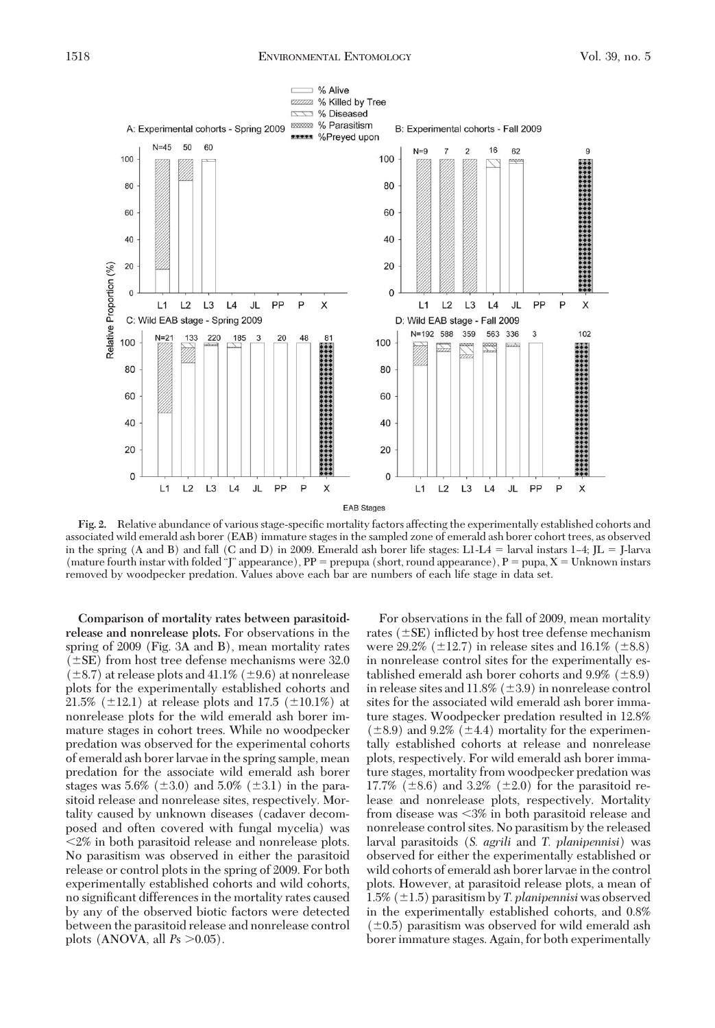**Fig. 2.** Relative abundance of various stage-specific mortality factors affecting the experimentally established cohorts and associated wild emerald ash borer (EAB) immature stages in the sampled zone of emerald ash borer cohort trees, as observed in the spring (A and B) and fall (C and D) in 2009. Emerald ash borer life stages: L1-L4 = larval instars 1–4; JL = J-larva (mature fourth instar with folded "J" appearance), PP = prepupa (short, round appearance), P = pupa, X = Unknown instars removed by woodpecker predation. Values above each bar are numbers of each life stage in data set.

**Comparison of mortality rates between parasitoid-release and nonrelease plots.** For observations in the spring of 2009 (Fig. 3A and B), mean mortality rates (±SE) from host tree defense mechanisms were 32.0 (±8.7) at release plots and 41.1% (±9.6) at nonrelease plots for the experimentally established cohorts and 21.5% (±12.1) at release plots and 17.5 (±10.1%) at nonrelease plots for the wild emerald ash borer immature stages in cohort trees. While no woodpecker predation was observed for the experimental cohorts of emerald ash borer larvae in the spring sample, mean predation for the associate wild emerald ash borer stages was 5.6% (±3.0) and 5.0% (±3.1) in the parasitoid release and nonrelease sites, respectively. Mortality caused by unknown diseases (cadaver decomposed and often covered with fungal mycelia) was <2% in both parasitoid release and nonrelease plots. No parasitism was observed in either the parasitoid release or control plots in the spring of 2009. For both experimentally established cohorts and wild cohorts, no significant differences in the mortality rates caused by any of the observed biotic factors were detected between the parasitoid release and nonrelease control plots (ANOVA, all *P*s >0.05).

For observations in the fall of 2009, mean mortality rates (±SE) inflicted by host tree defense mechanism were 29.2% (±12.7) in release sites and 16.1% (±8.8) in nonrelease control sites for the experimentally established emerald ash borer cohorts and 9.9% (±8.9) in release sites and 11.8% (±3.9) in nonrelease control sites for the associated wild emerald ash borer immature stages. Woodpecker predation resulted in 12.8% (±8.9) and 9.2% (±4.4) mortality for the experimentally established cohorts at release and nonrelease plots, respectively. For wild emerald ash borer immature stages, mortality from woodpecker predation was 17.7% (±8.6) and 3.2% (±2.0) for the parasitoid release and nonrelease plots, respectively. Mortality from disease was <3% in both parasitoid release and nonrelease control sites. No parasitism by the released larval parasitoids (*S. agrili* and *T. planipennisi*) was observed for either the experimentally established or wild cohorts of emerald ash borer larvae in the control plots. However, at parasitoid release plots, a mean of 1.5% (±1.5) parasitism by *T. planipennisi* was observed in the experimentally established cohorts, and 0.8% (±0.5) parasitism was observed for wild emerald ash borer immature stages. Again, for both experimentally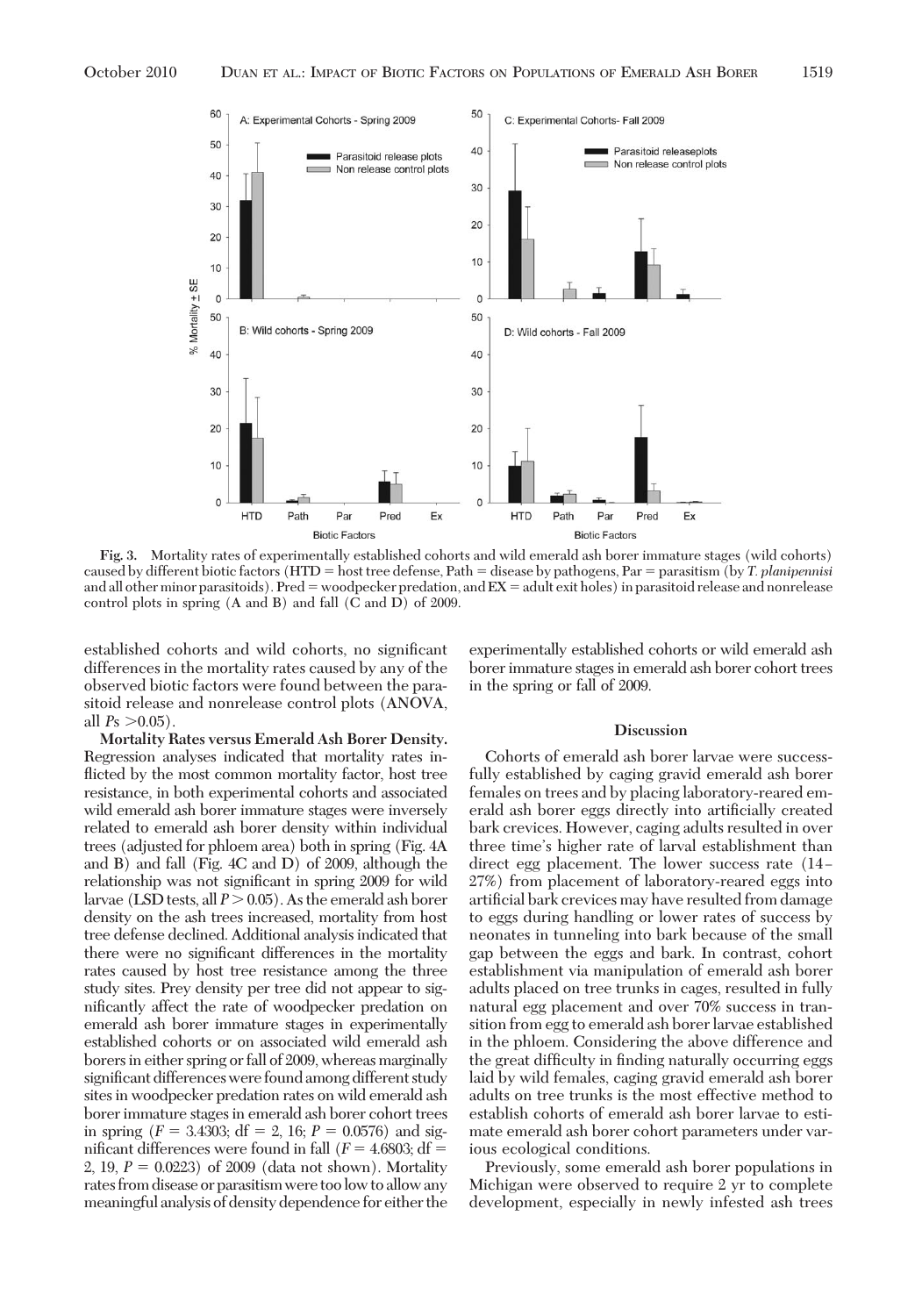Fig. 3. Mortality rates of experimentally established cohorts and wild emerald ash borer immature stages (wild cohorts) caused by different biotic factors (HTD = host tree defense, Path = disease by pathogens, Par = parasitism (by *T. planipennisi* and all other minor parasitoids). Pred = woodpecker predation, and EX = adult exit holes) in parasitoid release and nonrelease control plots in spring (A and B) and fall (C and D) of 2009.

established cohorts and wild cohorts, no significant differences in the mortality rates caused by any of the observed biotic factors were found between the parasitoid release and nonrelease control plots (ANOVA, all $Ps > 0.05$).

**Mortality Rates versus Emerald Ash Borer Density.** Regression analyses indicated that mortality rates inflicted by the most common mortality factor, host tree resistance, in both experimental cohorts and associated wild emerald ash borer immature stages were inversely related to emerald ash borer density within individual trees (adjusted for phloem area) both in spring (Fig. 4A and B) and fall (Fig. 4C and D) of 2009, although the relationship was not significant in spring 2009 for wild larvae (LSD tests, all $P > 0.05$). As the emerald ash borer density on the ash trees increased, mortality from host tree defense declined. Additional analysis indicated that there were no significant differences in the mortality rates caused by host tree resistance among the three study sites. Prey density per tree did not appear to significantly affect the rate of woodpecker predation on emerald ash borer immature stages in experimentally established cohorts or on associated wild emerald ash borers in either spring or fall of 2009, whereas marginally significant differences were found among different study sites in woodpecker predation rates on wild emerald ash borer immature stages in emerald ash borer cohort trees in spring ($F = 3.4303$; df = 2, 16; $P = 0.0576$) and significant differences were found in fall ($F = 4.6803$; df = 2, 19, $P = 0.0223$) of 2009 (data not shown). Mortality rates from disease or parasitism were too low to allow any meaningful analysis of density dependence for either the experimentally established cohorts or wild emerald ash borer immature stages in emerald ash borer cohort trees in the spring or fall of 2009.

## Discussion

Cohorts of emerald ash borer larvae were successfully established by caging gravid emerald ash borer females on trees and by placing laboratory-reared emerald ash borer eggs directly into artificially created bark crevices. However, caging adults resulted in over three time's higher rate of larval establishment than direct egg placement. The lower success rate (14–27%) from placement of laboratory-reared eggs into artificial bark crevices may have resulted from damage to eggs during handling or lower rates of success by neonates in tunneling into bark because of the small gap between the eggs and bark. In contrast, cohort establishment via manipulation of emerald ash borer adults placed on tree trunks in cages, resulted in fully natural egg placement and over 70% success in transition from egg to emerald ash borer larvae established in the phloem. Considering the above difference and the great difficulty in finding naturally occurring eggs laid by wild females, caging gravid emerald ash borer adults on tree trunks is the most effective method to establish cohorts of emerald ash borer larvae to estimate emerald ash borer cohort parameters under various ecological conditions.

Previously, some emerald ash borer populations in Michigan were observed to require 2 yr to complete development, especially in newly infested ash trees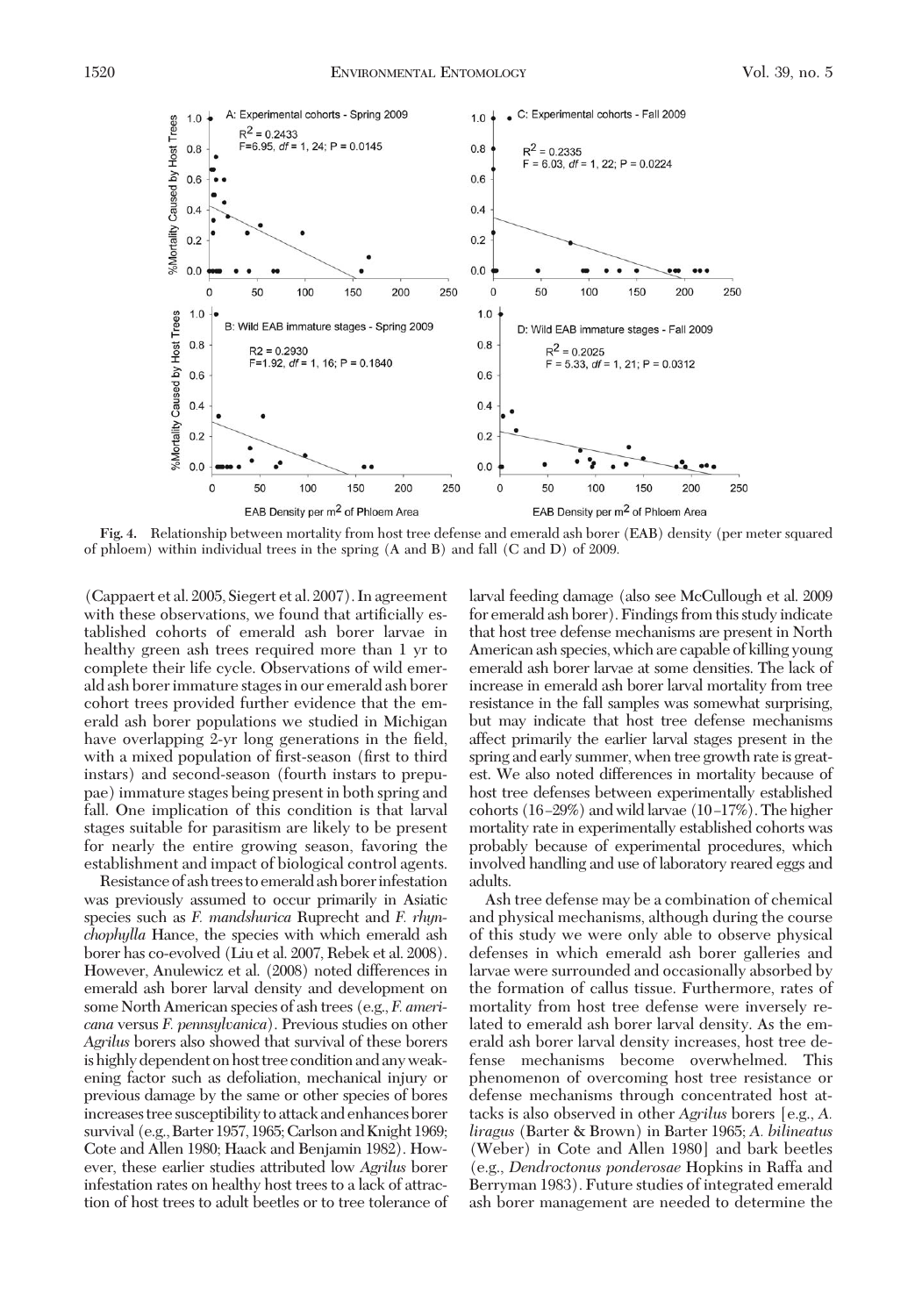**Fig. 4.** Relationship between mortality from host tree defense and emerald ash borer (EAB) density (per meter squared of phloem) within individual trees in the spring (A and B) and fall (C and D) of 2009.

(Cappaert et al. 2005, Siegert et al. 2007). In agreement with these observations, we found that artificially established cohorts of emerald ash borer larvae in healthy green ash trees required more than 1 yr to complete their life cycle. Observations of wild emerald ash borer immature stages in our emerald ash borer cohort trees provided further evidence that the emerald ash borer populations we studied in Michigan have overlapping 2-yr long generations in the field, with a mixed population of first-season (first to third instars) and second-season (fourth instars to prepupae) immature stages being present in both spring and fall. One implication of this condition is that larval stages suitable for parasitism are likely to be present for nearly the entire growing season, favoring the establishment and impact of biological control agents.

Resistance of ash trees to emerald ash borer infestation was previously assumed to occur primarily in Asiatic species such as *F. mandshurica* Ruprecht and *F. rhynchophylla* Hance, the species with which emerald ash borer has co-evolved (Liu et al. 2007, Rebek et al. 2008). However, Anulewicz et al. (2008) noted differences in emerald ash borer larval density and development on some North American species of ash trees (e.g., *F. americana* versus *F. pennsylvanica*). Previous studies on other *Agrilus* borers also showed that survival of these borers is highly dependent on host tree condition and any weakening factor such as defoliation, mechanical injury or previous damage by the same or other species of bores increases tree susceptibility to attack and enhances borer survival (e.g., Barter 1957, 1965; Carlson and Knight 1969; Cote and Allen 1980; Haack and Benjamin 1982). However, these earlier studies attributed low *Agrilus* borer infestation rates on healthy host trees to a lack of attraction of host trees to adult beetles or to tree tolerance of larval feeding damage (also see McCullough et al. 2009 for emerald ash borer). Findings from this study indicate that host tree defense mechanisms are present in North American ash species, which are capable of killing young emerald ash borer larvae at some densities. The lack of increase in emerald ash borer larval mortality from tree resistance in the fall samples was somewhat surprising, but may indicate that host tree defense mechanisms affect primarily the earlier larval stages present in the spring and early summer, when tree growth rate is greatest. We also noted differences in mortality because of host tree defenses between experimentally established cohorts (16–29%) and wild larvae (10–17%). The higher mortality rate in experimentally established cohorts was probably because of experimental procedures, which involved handling and use of laboratory reared eggs and adults.

Ash tree defense may be a combination of chemical and physical mechanisms, although during the course of this study we were only able to observe physical defenses in which emerald ash borer galleries and larvae were surrounded and occasionally absorbed by the formation of callus tissue. Furthermore, rates of mortality from host tree defense were inversely related to emerald ash borer larval density. As the emerald ash borer larval density increases, host tree defense mechanisms become overwhelmed. This phenomenon of overcoming host tree resistance or defense mechanisms through concentrated host attacks is also observed in other *Agrilus* borers [e.g., *A. liragus* (Barter & Brown) in Barter 1965; *A. bilineatus* (Weber) in Cote and Allen 1980] and bark beetles (e.g., *Dendroctonus ponderosae* Hopkins in Raffa and Berryman 1983). Future studies of integrated emerald ash borer management are needed to determine the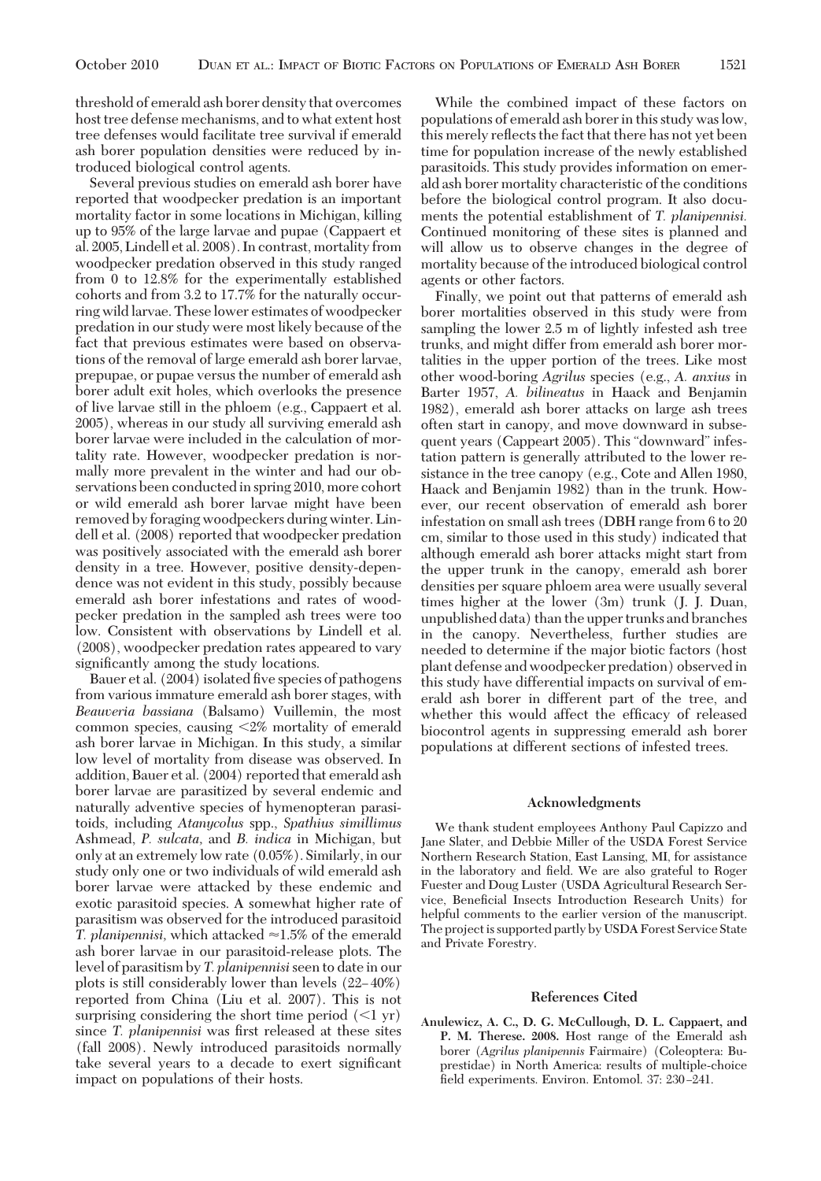threshold of emerald ash borer density that overcomes host tree defense mechanisms, and to what extent host tree defenses would facilitate tree survival if emerald ash borer population densities were reduced by introduced biological control agents.

Several previous studies on emerald ash borer have reported that woodpecker predation is an important mortality factor in some locations in Michigan, killing up to 95% of the large larvae and pupae (Cappaert et al. 2005, Lindell et al. 2008). In contrast, mortality from woodpecker predation observed in this study ranged from 0 to 12.8% for the experimentally established cohorts and from 3.2 to 17.7% for the naturally occurring wild larvae. These lower estimates of woodpecker predation in our study were most likely because of the fact that previous estimates were based on observations of the removal of large emerald ash borer larvae, prepupae, or pupae versus the number of emerald ash borer adult exit holes, which overlooks the presence of live larvae still in the phloem (e.g., Cappaert et al. 2005), whereas in our study all surviving emerald ash borer larvae were included in the calculation of mortality rate. However, woodpecker predation is normally more prevalent in the winter and had our observations been conducted in spring 2010, more cohort or wild emerald ash borer larvae might have been removed by foraging woodpeckers during winter. Lindell et al. (2008) reported that woodpecker predation was positively associated with the emerald ash borer density in a tree. However, positive density-dependence was not evident in this study, possibly because emerald ash borer infestations and rates of woodpecker predation in the sampled ash trees were too low. Consistent with observations by Lindell et al. (2008), woodpecker predation rates appeared to vary significantly among the study locations.

Bauer et al. (2004) isolated five species of pathogens from various immature emerald ash borer stages, with *Beauveria bassiana* (Balsamo) Vuillemin, the most common species, causing <2% mortality of emerald ash borer larvae in Michigan. In this study, a similar low level of mortality from disease was observed. In addition, Bauer et al. (2004) reported that emerald ash borer larvae are parasitized by several endemic and naturally adventive species of hymenopteran parasitoids, including *Atanycolus* spp., *Spathius simillimus* Ashmead, *P. sulcata*, and *B. indica* in Michigan, but only at an extremely low rate (0.05%). Similarly, in our study only one or two individuals of wild emerald ash borer larvae were attacked by these endemic and exotic parasitoid species. A somewhat higher rate of parasitism was observed for the introduced parasitoid *T. planipennisi*, which attacked ≈1.5% of the emerald ash borer larvae in our parasitoid-release plots. The level of parasitism by *T. planipennisi* seen to date in our plots is still considerably lower than levels (22–40%) reported from China (Liu et al. 2007). This is not surprising considering the short time period (<1 yr) since *T. planipennisi* was first released at these sites (fall 2008). Newly introduced parasitoids normally take several years to a decade to exert significant impact on populations of their hosts.

While the combined impact of these factors on populations of emerald ash borer in this study was low, this merely reflects the fact that there has not yet been time for population increase of the newly established parasitoids. This study provides information on emerald ash borer mortality characteristic of the conditions before the biological control program. It also documents the potential establishment of *T. planipennisi.* Continued monitoring of these sites is planned and will allow us to observe changes in the degree of mortality because of the introduced biological control agents or other factors.

Finally, we point out that patterns of emerald ash borer mortalities observed in this study were from sampling the lower 2.5 m of lightly infested ash tree trunks, and might differ from emerald ash borer mortalities in the upper portion of the trees. Like most other wood-boring *Agrilus* species (e.g., *A. anxius* in Barter 1957, *A. bilineatus* in Haack and Benjamin 1982), emerald ash borer attacks on large ash trees often start in canopy, and move downward in subsequent years (Cappeart 2005). This "downward" infestation pattern is generally attributed to the lower resistance in the tree canopy (e.g., Cote and Allen 1980, Haack and Benjamin 1982) than in the trunk. However, our recent observation of emerald ash borer infestation on small ash trees (DBH range from 6 to 20 cm, similar to those used in this study) indicated that although emerald ash borer attacks might start from the upper trunk in the canopy, emerald ash borer densities per square phloem area were usually several times higher at the lower (3m) trunk (J. J. Duan, unpublished data) than the upper trunks and branches in the canopy. Nevertheless, further studies are needed to determine if the major biotic factors (host plant defense and woodpecker predation) observed in this study have differential impacts on survival of emerald ash borer in different part of the tree, and whether this would affect the efficacy of released biocontrol agents in suppressing emerald ash borer populations at different sections of infested trees.

## Acknowledgments

We thank student employees Anthony Paul Capizzo and Jane Slater, and Debbie Miller of the USDA Forest Service Northern Research Station, East Lansing, MI, for assistance in the laboratory and field. We are also grateful to Roger Fuester and Doug Luster (USDA Agricultural Research Service, Beneficial Insects Introduction Research Units) for helpful comments to the earlier version of the manuscript. The project is supported partly by USDA Forest Service State and Private Forestry.

## References Cited

**Anulewicz, A. C., D. G. McCullough, D. L. Cappaert, and P. M. Therese. 2008.** Host range of the Emerald ash borer (*Agrilus planipennis* Fairmaire) (Coleoptera: Buprestidae) in North America: results of multiple-choice field experiments. Environ. Entomol. 37: 230–241.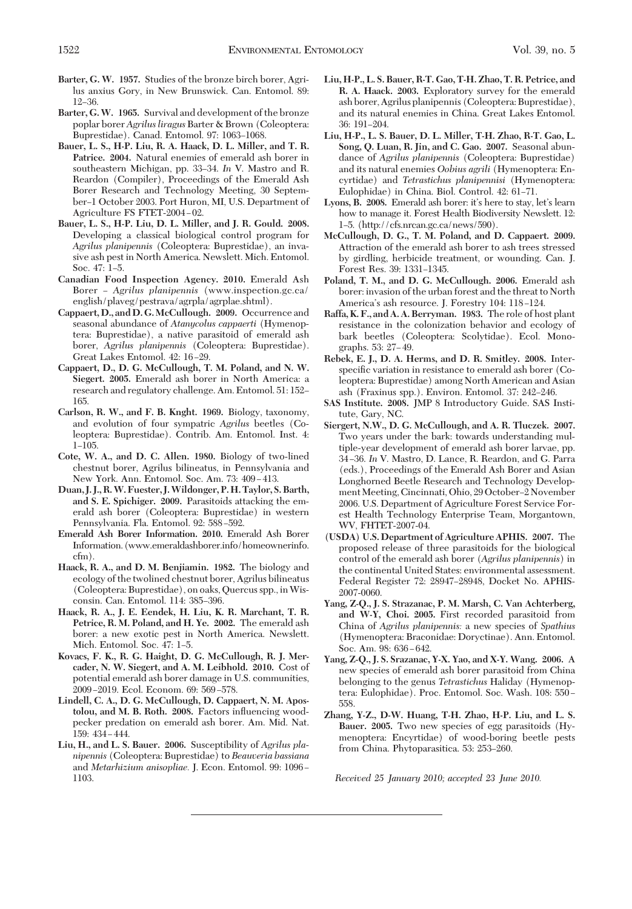**Barter, G. W. 1957.** Studies of the bronze birch borer, Agrilus anxius Gory, in New Brunswick. Can. Entomol. 89: 12–36.

**Barter, G. W. 1965.** Survival and development of the bronze poplar borer *Agrilus liragus* Barter & Brown (Coleoptera: Buprestidae). Canad. Entomol. 97: 1063–1068.

**Bauer, L. S., H-P. Liu, R. A. Haack, D. L. Miller, and T. R. Patrice. 2004.** Natural enemies of emerald ash borer in southeastern Michigan, pp. 33–34. *In* V. Mastro and R. Reardon (Compiler), Proceedings of the Emerald Ash Borer Research and Technology Meeting, 30 September–1 October 2003. Port Huron, MI, U.S. Department of Agriculture FS FTET-2004–02.

**Bauer, L. S., H-P. Liu, D. L. Miller, and J. R. Gould. 2008.** Developing a classical biological control program for *Agrilus planipennis* (Coleoptera: Buprestidae), an invasive ash pest in North America. Newslett. Mich. Entomol. Soc. 47: 1–5.

**Canadian Food Inspection Agency. 2010.** Emerald Ash Borer – *Agrilus planipennis* (www.inspection.gc.ca/english/plaveg/pestrava/agrpla/agrplae.shtml).

**Cappaert, D., and D. G. McCullough. 2009.** Occurrence and seasonal abundance of *Atanycolus cappaerti* (Hymenoptera: Buprestidae), a native parasitoid of emerald ash borer, *Agrilus planipennis* (Coleoptera: Buprestidae). Great Lakes Entomol. 42: 16–29.

**Cappaert, D., D. G. McCullough, T. M. Poland, and N. W. Siegert. 2005.** Emerald ash borer in North America: a research and regulatory challenge. Am. Entomol. 51: 152–165.

**Carlson, R. W., and F. B. Knght. 1969.** Biology, taxonomy, and evolution of four sympatric *Agrilus* beetles (Coleoptera: Buprestidae). Contrib. Am. Entomol. Inst. 4: 1–105.

**Cote, W. A., and D. C. Allen. 1980.** Biology of two-lined chestnut borer, Agrilus bilineatus, in Pennsylvania and New York. Ann. Entomol. Soc. Am. 73: 409–413.

**Duan, J. J., R. W. Fuester, J. Wildonger, P. H. Taylor, S. Barth, and S. E. Spichiger. 2009.** Parasitoids attacking the emerald ash borer (Coleoptera: Buprestidae) in western Pennsylvania. Fla. Entomol. 92: 588–592.

**Emerald Ash Borer Information. 2010.** Emerald Ash Borer Information. (www.emeraldashborer.info/homeownerinfo.cfm).

**Haack, R. A., and D. M. Benjiamin. 1982.** The biology and ecology of the twolined chestnut borer, Agrilus bilineatus (Coleoptera: Buprestidae), on oaks, Quercus spp., in Wisconsin. Can. Entomol. 114: 385–396.

**Haack, R. A., J. E. Eendek, H. Liu, K. R. Marchant, T. R. Petrice, R. M. Poland, and H. Ye. 2002.** The emerald ash borer: a new exotic pest in North America. Newslett. Mich. Entomol. Soc. 47: 1–5.

**Kovacs, F. K., R. G. Haight, D. G. McCullough, R. J. Mercader, N. W. Siegert, and A. M. Leibhold. 2010.** Cost of potential emerald ash borer damage in U.S. communities, 2009–2019. Ecol. Econom. 69: 569–578.

**Lindell, C. A., D. G. McCullough, D. Cappaert, N. M. Apostolou, and M. B. Roth. 2008.** Factors influencing woodpecker predation on emerald ash borer. Am. Mid. Nat. 159: 434–444.

**Liu, H., and L. S. Bauer. 2006.** Susceptibility of *Agrilus planipennis* (Coleoptera: Buprestidae) to *Beauveria bassiana* and *Metarhizium anisopliae.* J. Econ. Entomol. 99: 1096–1103.

**Liu, H-P., L. S. Bauer, R-T. Gao, T-H. Zhao, T. R. Petrice, and R. A. Haack. 2003.** Exploratory survey for the emerald ash borer, Agrilus planipennis (Coleoptera: Buprestidae), and its natural enemies in China. Great Lakes Entomol. 36: 191–204.

**Liu, H-P., L. S. Bauer, D. L. Miller, T-H. Zhao, R-T. Gao, L. Song, Q. Luan, R. Jin, and C. Gao. 2007.** Seasonal abundance of *Agrilus planipennis* (Coleoptera: Buprestidae) and its natural enemies *Oobius agrili* (Hymenoptera: Encyrtidae) and *Tetrastichus planipennisi* (Hymenoptera: Eulophidae) in China. Biol. Control. 42: 61–71.

**Lyons, B. 2008.** Emerald ash borer: it's here to stay, let's learn how to manage it. Forest Health Biodiversity Newslett. 12: 1–5. (http://cfs.nrcan.gc.ca/news/590).

**McCullough, D. G., T. M. Poland, and D. Cappaert. 2009.** Attraction of the emerald ash borer to ash trees stressed by girdling, herbicide treatment, or wounding. Can. J. Forest Res. 39: 1331–1345.

**Poland, T. M., and D. G. McCullough. 2006.** Emerald ash borer: invasion of the urban forest and the threat to North America's ash resource. J. Forestry 104: 118–124.

**Raffa, K. F., and A. A. Berryman. 1983.** The role of host plant resistance in the colonization behavior and ecology of bark beetles (Coleoptera: Scolytidae). Ecol. Monographs. 53: 27–49.

**Rebek, E. J., D. A. Herms, and D. R. Smitley. 2008.** Interspecific variation in resistance to emerald ash borer (Coleoptera: Buprestidae) among North American and Asian ash (Fraxinus spp.). Environ. Entomol. 37: 242–246.

**SAS Institute. 2008.** JMP 8 Introductory Guide. SAS Institute, Gary, NC.

**Siergert, N.W., D. G. McCullough, and A. R. Tluczek. 2007.** Two years under the bark: towards understanding multiple-year development of emerald ash borer larvae, pp. 34–36. *In* V. Mastro, D. Lance, R. Reardon, and G. Parra (eds.), Proceedings of the Emerald Ash Borer and Asian Longhorned Beetle Research and Technology Development Meeting, Cincinnati, Ohio, 29 October–2 November 2006. U.S. Department of Agriculture Forest Service Forest Health Technology Enterprise Team, Morgantown, WV, FHTET-2007-04.

**(USDA) U.S. Department of Agriculture APHIS. 2007.** The proposed release of three parasitoids for the biological control of the emerald ash borer (*Agrilus planipennis*) in the continental United States: environmental assessment. Federal Register 72: 28947–28948, Docket No. APHIS-2007-0060.

**Yang, Z-Q., J. S. Strazanac, P. M. Marsh, C. Van Achterberg, and W-Y, Choi. 2005.** First recorded parasitoid from China of *Agrilus planipennis:* a new species of *Spathius* (Hymenoptera: Braconidae: Doryctinae). Ann. Entomol. Soc. Am. 98: 636–642.

**Yang, Z-Q., J. S. Srazanac, Y-X. Yao, and X-Y. Wang. 2006.** A new species of emerald ash borer parasitoid from China belonging to the genus *Tetrastichus* Haliday (Hymenoptera: Eulophidae). Proc. Entomol. Soc. Wash. 108: 550–558.

**Zhang, Y-Z., D-W. Huang, T-H. Zhao, H-P. Liu, and L. S. Bauer. 2005.** Two new species of egg parasitoids (Hymenoptera: Encyrtidae) of wood-boring beetle pests from China. Phytoparasitica. 53: 253–260.

*Received 25 January 2010; accepted 23 June 2010.*